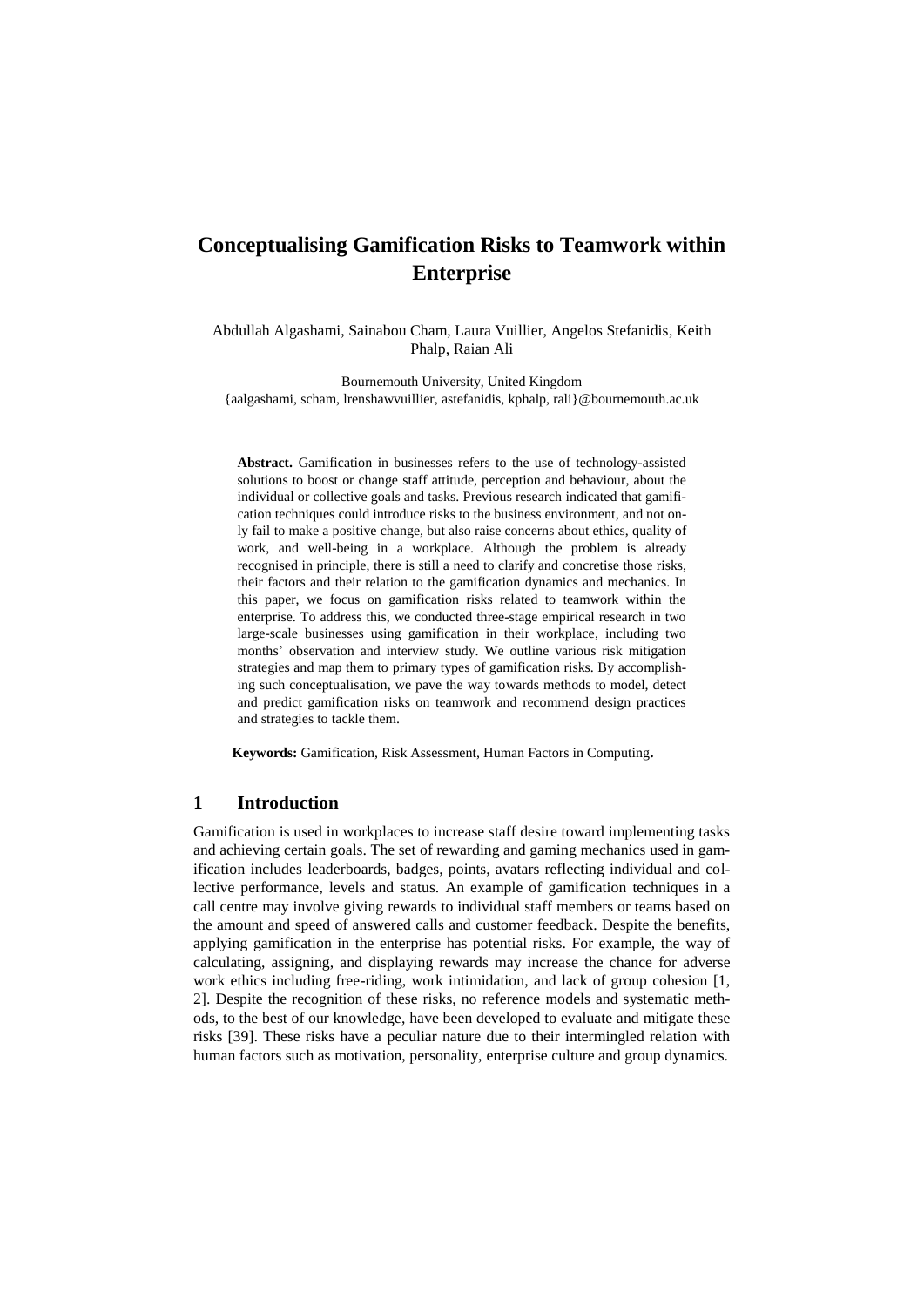# Conceptualising Gamification Risks to Teamwork within Enterprise

Abdullah Algashami, Sainabou Cham, Laura Vuillier, Angelos Stefanidis, Keith Phalp, Raian Ali

Bournemouth University, United Kingdom
{aalgashami, scham, lrenshawvuillier, astefanidis, kphalp, rali}@bournemouth.ac.uk

**Abstract.** Gamification in businesses refers to the use of technology-assisted solutions to boost or change staff attitude, perception and behaviour, about the individual or collective goals and tasks. Previous research indicated that gamification techniques could introduce risks to the business environment, and not only fail to make a positive change, but also raise concerns about ethics, quality of work, and well-being in a workplace. Although the problem is already recognised in principle, there is still a need to clarify and concretise those risks, their factors and their relation to the gamification dynamics and mechanics. In this paper, we focus on gamification risks related to teamwork within the enterprise. To address this, we conducted three-stage empirical research in two large-scale businesses using gamification in their workplace, including two months' observation and interview study. We outline various risk mitigation strategies and map them to primary types of gamification risks. By accomplishing such conceptualisation, we pave the way towards methods to model, detect and predict gamification risks on teamwork and recommend design practices and strategies to tackle them.

**Keywords:** Gamification, Risk Assessment, Human Factors in Computing**.**

## 1 Introduction

Gamification is used in workplaces to increase staff desire toward implementing tasks and achieving certain goals. The set of rewarding and gaming mechanics used in gamification includes leaderboards, badges, points, avatars reflecting individual and collective performance, levels and status. An example of gamification techniques in a call centre may involve giving rewards to individual staff members or teams based on the amount and speed of answered calls and customer feedback. Despite the benefits, applying gamification in the enterprise has potential risks. For example, the way of calculating, assigning, and displaying rewards may increase the chance for adverse work ethics including free-riding, work intimidation, and lack of group cohesion [1, 2]. Despite the recognition of these risks, no reference models and systematic methods, to the best of our knowledge, have been developed to evaluate and mitigate these risks [39]. These risks have a peculiar nature due to their intermingled relation with human factors such as motivation, personality, enterprise culture and group dynamics.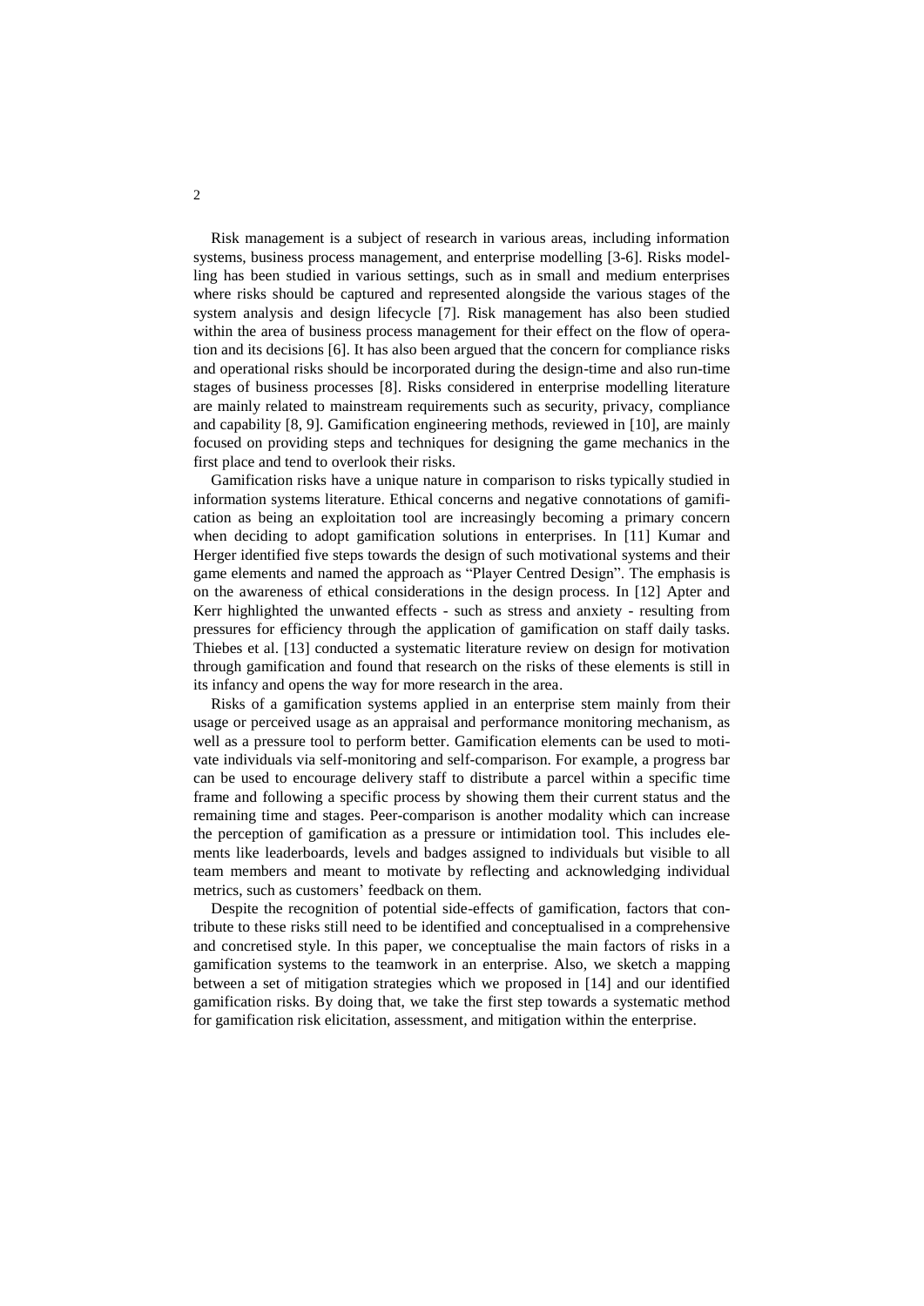Risk management is a subject of research in various areas, including information systems, business process management, and enterprise modelling [3-6]. Risks modelling has been studied in various settings, such as in small and medium enterprises where risks should be captured and represented alongside the various stages of the system analysis and design lifecycle [7]. Risk management has also been studied within the area of business process management for their effect on the flow of operation and its decisions [6]. It has also been argued that the concern for compliance risks and operational risks should be incorporated during the design-time and also run-time stages of business processes [8]. Risks considered in enterprise modelling literature are mainly related to mainstream requirements such as security, privacy, compliance and capability [8, 9]. Gamification engineering methods, reviewed in [10], are mainly focused on providing steps and techniques for designing the game mechanics in the first place and tend to overlook their risks.

Gamification risks have a unique nature in comparison to risks typically studied in information systems literature. Ethical concerns and negative connotations of gamification as being an exploitation tool are increasingly becoming a primary concern when deciding to adopt gamification solutions in enterprises. In [11] Kumar and Herger identified five steps towards the design of such motivational systems and their game elements and named the approach as "Player Centred Design". The emphasis is on the awareness of ethical considerations in the design process. In [12] Apter and Kerr highlighted the unwanted effects - such as stress and anxiety - resulting from pressures for efficiency through the application of gamification on staff daily tasks. Thiebes et al. [13] conducted a systematic literature review on design for motivation through gamification and found that research on the risks of these elements is still in its infancy and opens the way for more research in the area.

Risks of a gamification systems applied in an enterprise stem mainly from their usage or perceived usage as an appraisal and performance monitoring mechanism, as well as a pressure tool to perform better. Gamification elements can be used to motivate individuals via self-monitoring and self-comparison. For example, a progress bar can be used to encourage delivery staff to distribute a parcel within a specific time frame and following a specific process by showing them their current status and the remaining time and stages. Peer-comparison is another modality which can increase the perception of gamification as a pressure or intimidation tool. This includes elements like leaderboards, levels and badges assigned to individuals but visible to all team members and meant to motivate by reflecting and acknowledging individual metrics, such as customers' feedback on them.

Despite the recognition of potential side-effects of gamification, factors that contribute to these risks still need to be identified and conceptualised in a comprehensive and concretised style. In this paper, we conceptualise the main factors of risks in a gamification systems to the teamwork in an enterprise. Also, we sketch a mapping between a set of mitigation strategies which we proposed in [14] and our identified gamification risks. By doing that, we take the first step towards a systematic method for gamification risk elicitation, assessment, and mitigation within the enterprise.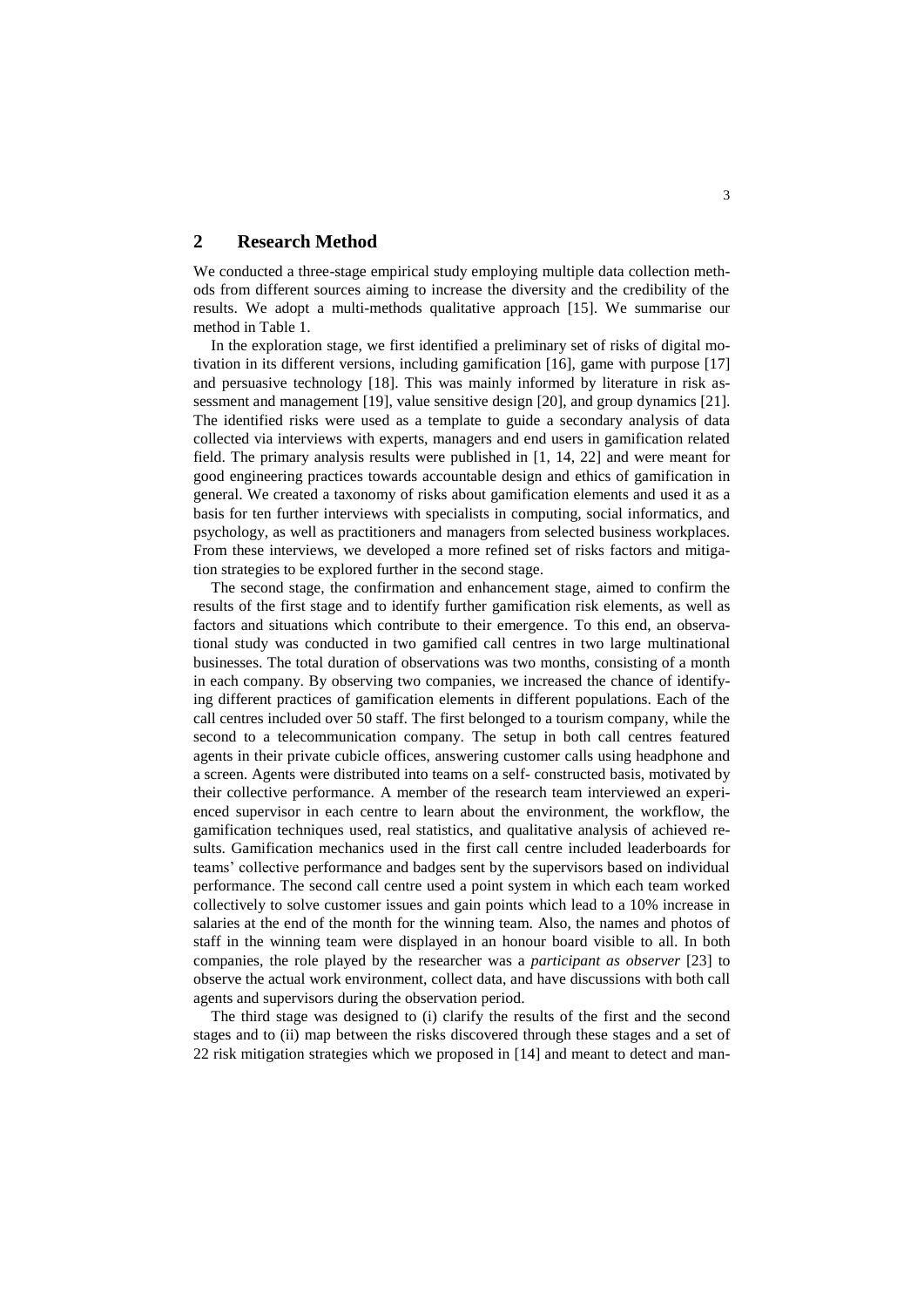## 2 Research Method

We conducted a three-stage empirical study employing multiple data collection methods from different sources aiming to increase the diversity and the credibility of the results. We adopt a multi-methods qualitative approach [15]. We summarise our method in Table 1.

In the exploration stage, we first identified a preliminary set of risks of digital motivation in its different versions, including gamification [16], game with purpose [17] and persuasive technology [18]. This was mainly informed by literature in risk assessment and management [19], value sensitive design [20], and group dynamics [21]. The identified risks were used as a template to guide a secondary analysis of data collected via interviews with experts, managers and end users in gamification related field. The primary analysis results were published in [1, 14, 22] and were meant for good engineering practices towards accountable design and ethics of gamification in general. We created a taxonomy of risks about gamification elements and used it as a basis for ten further interviews with specialists in computing, social informatics, and psychology, as well as practitioners and managers from selected business workplaces. From these interviews, we developed a more refined set of risks factors and mitigation strategies to be explored further in the second stage.

The second stage, the confirmation and enhancement stage, aimed to confirm the results of the first stage and to identify further gamification risk elements, as well as factors and situations which contribute to their emergence. To this end, an observational study was conducted in two gamified call centres in two large multinational businesses. The total duration of observations was two months, consisting of a month in each company. By observing two companies, we increased the chance of identifying different practices of gamification elements in different populations. Each of the call centres included over 50 staff. The first belonged to a tourism company, while the second to a telecommunication company. The setup in both call centres featured agents in their private cubicle offices, answering customer calls using headphone and a screen. Agents were distributed into teams on a self- constructed basis, motivated by their collective performance. A member of the research team interviewed an experienced supervisor in each centre to learn about the environment, the workflow, the gamification techniques used, real statistics, and qualitative analysis of achieved results. Gamification mechanics used in the first call centre included leaderboards for teams' collective performance and badges sent by the supervisors based on individual performance. The second call centre used a point system in which each team worked collectively to solve customer issues and gain points which lead to a 10% increase in salaries at the end of the month for the winning team. Also, the names and photos of staff in the winning team were displayed in an honour board visible to all. In both companies, the role played by the researcher was a *participant as observer* [23] to observe the actual work environment, collect data, and have discussions with both call agents and supervisors during the observation period.

The third stage was designed to (i) clarify the results of the first and the second stages and to (ii) map between the risks discovered through these stages and a set of 22 risk mitigation strategies which we proposed in [14] and meant to detect and man-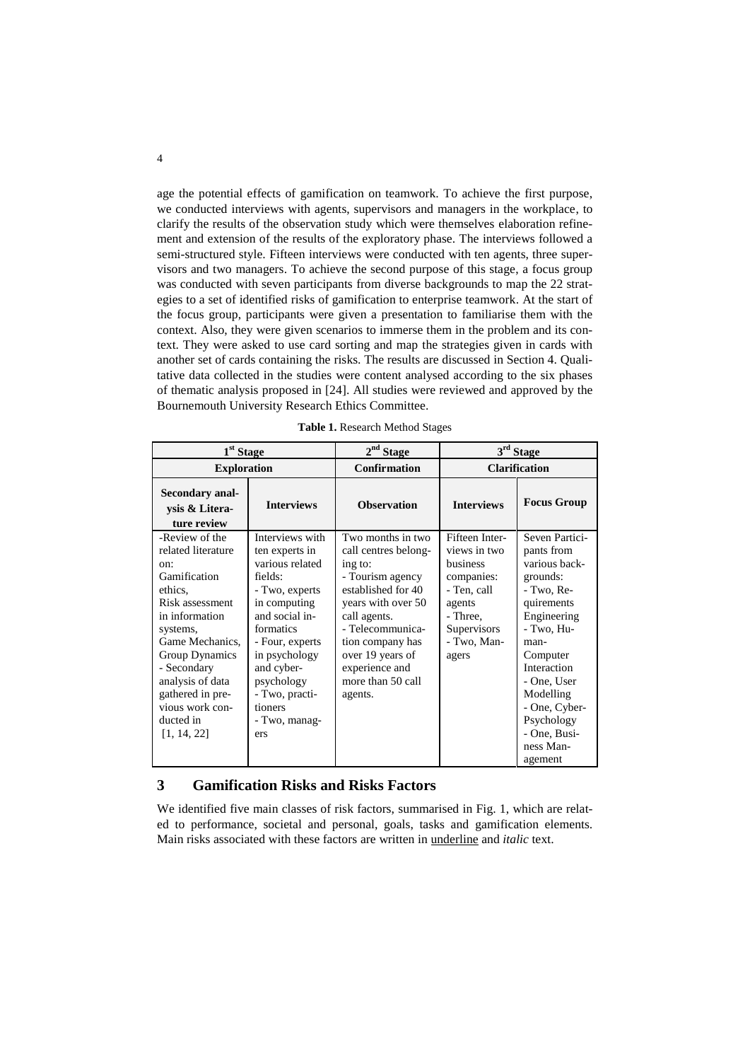age the potential effects of gamification on teamwork. To achieve the first purpose, we conducted interviews with agents, supervisors and managers in the workplace, to clarify the results of the observation study which were themselves elaboration refinement and extension of the results of the exploratory phase. The interviews followed a semi-structured style. Fifteen interviews were conducted with ten agents, three supervisors and two managers. To achieve the second purpose of this stage, a focus group was conducted with seven participants from diverse backgrounds to map the 22 strategies to a set of identified risks of gamification to enterprise teamwork. At the start of the focus group, participants were given a presentation to familiarise them with the context. Also, they were given scenarios to immerse them in the problem and its context. They were asked to use card sorting and map the strategies given in cards with another set of cards containing the risks. The results are discussed in Section 4. Qualitative data collected in the studies were content analysed according to the six phases of thematic analysis proposed in [24]. All studies were reviewed and approved by the Bournemouth University Research Ethics Committee.

**Table 1.** Research Method Stages

| 1st Stage | | 2nd Stage | 3rd Stage | |
|---|---|---|---|---|
| **Exploration** | | **Confirmation** | **Clarification** | |
| **Secondary analysis & Literature review** | **Interviews** | **Observation** | **Interviews** | **Focus Group** |
| -Review of the related literature on: Gamification ethics, Risk assessment in information systems, Game Mechanics, Group Dynamics<br>- Secondary analysis of data gathered in previous work conducted in [1, 14, 22] | Interviews with ten experts in various related fields:<br>- Two, experts in computing and social informatics<br>- Four, experts in psychology and cyber-psychology<br>- Two, practitioners<br>- Two, managers | Two months in two call centres belonging to:<br>- Tourism agency established for 40 years with over 50 call agents.<br>- Telecommunication company has over 19 years of experience and more than 50 call agents. | Fifteen Interviews in two business companies:<br>- Ten, call agents<br>- Three, Supervisors<br>- Two, Managers | Seven Participants from various backgrounds:<br>- Two, Requirements Engineering<br>- Two, Human-Computer Interaction<br>- One, User Modelling<br>- One, Cyber-Psychology<br>- One, Business Management |

## 3 Gamification Risks and Risks Factors

We identified five main classes of risk factors, summarised in Fig. 1, which are related to performance, societal and personal, goals, tasks and gamification elements. Main risks associated with these factors are written in underline and *italic* text.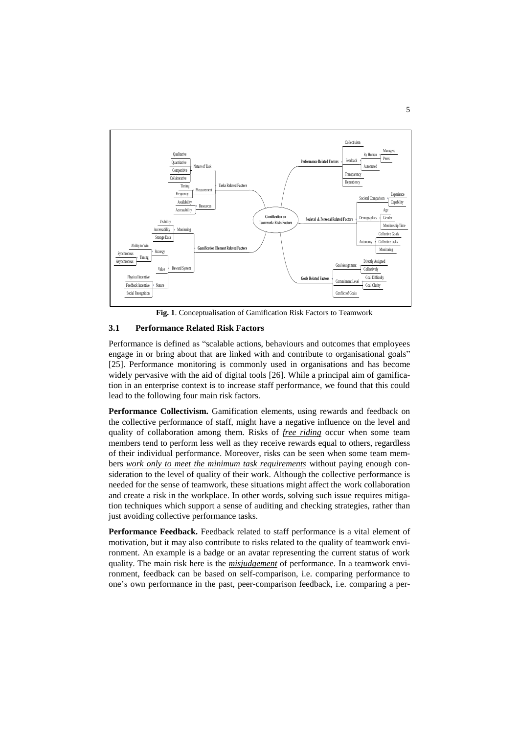**Fig. 1**. Conceptualisation of Gamification Risk Factors to Teamwork

### 3.1 Performance Related Risk Factors

Performance is defined as "scalable actions, behaviours and outcomes that employees engage in or bring about that are linked with and contribute to organisational goals" [25]. Performance monitoring is commonly used in organisations and has become widely pervasive with the aid of digital tools [26]. While a principal aim of gamification in an enterprise context is to increase staff performance, we found that this could lead to the following four main risk factors.

**Performance Collectivism.** Gamification elements, using rewards and feedback on the collective performance of staff, might have a negative influence on the level and quality of collaboration among them. Risks of <u>*free riding*</u> occur when some team members tend to perform less well as they receive rewards equal to others, regardless of their individual performance. Moreover, risks can be seen when some team members <u>*work only to meet the minimum task requirements*</u> without paying enough consideration to the level of quality of their work. Although the collective performance is needed for the sense of teamwork, these situations might affect the work collaboration and create a risk in the workplace. In other words, solving such issue requires mitigation techniques which support a sense of auditing and checking strategies, rather than just avoiding collective performance tasks.

**Performance Feedback.** Feedback related to staff performance is a vital element of motivation, but it may also contribute to risks related to the quality of teamwork environment. An example is a badge or an avatar representing the current status of work quality. The main risk here is the <u>*misjudgement*</u> of performance. In a teamwork environment, feedback can be based on self-comparison, i.e. comparing performance to one's own performance in the past, peer-comparison feedback, i.e. comparing a per-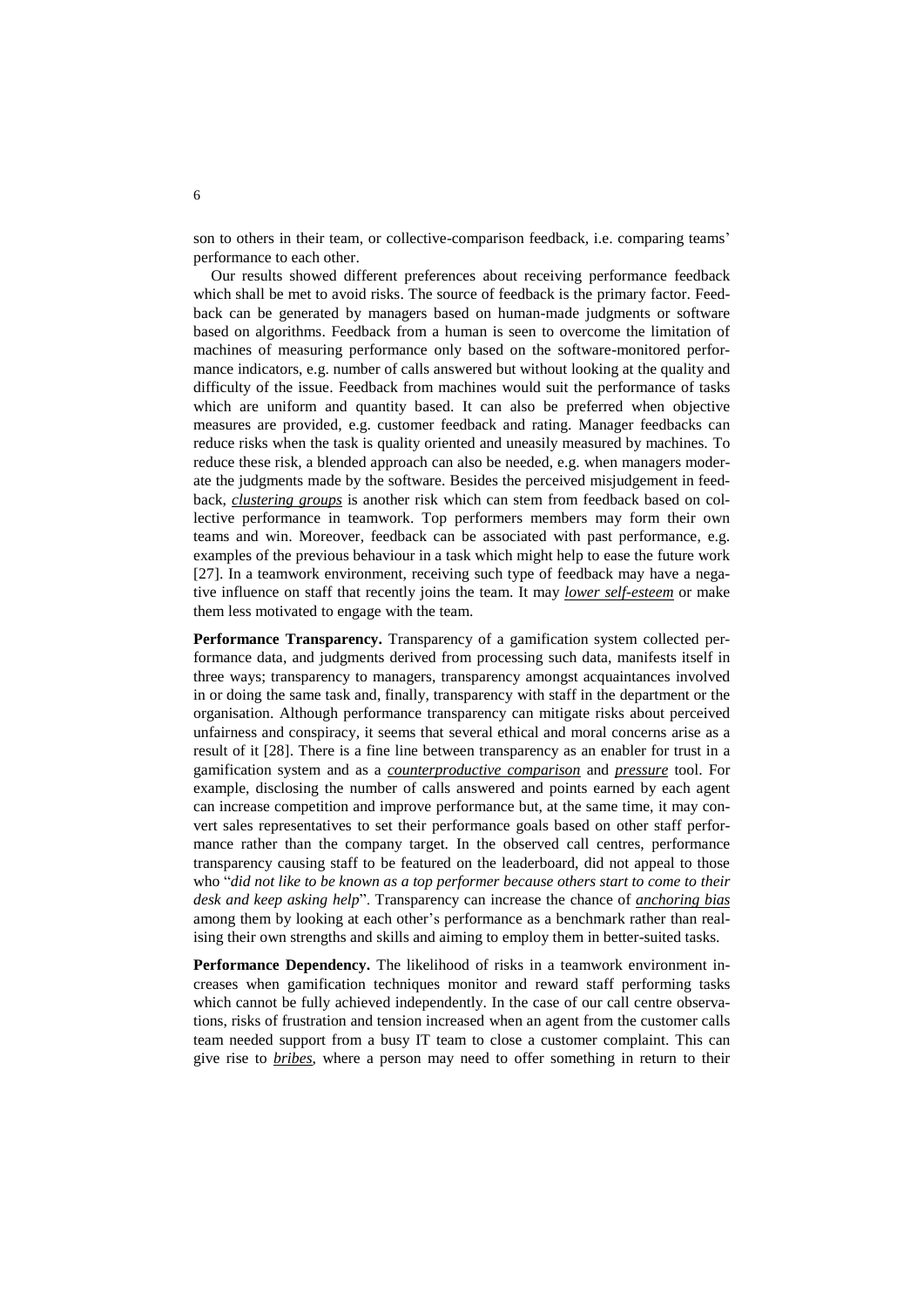son to others in their team, or collective-comparison feedback, i.e. comparing teams' performance to each other.

Our results showed different preferences about receiving performance feedback which shall be met to avoid risks. The source of feedback is the primary factor. Feedback can be generated by managers based on human-made judgments or software based on algorithms. Feedback from a human is seen to overcome the limitation of machines of measuring performance only based on the software-monitored performance indicators, e.g. number of calls answered but without looking at the quality and difficulty of the issue. Feedback from machines would suit the performance of tasks which are uniform and quantity based. It can also be preferred when objective measures are provided, e.g. customer feedback and rating. Manager feedbacks can reduce risks when the task is quality oriented and uneasily measured by machines. To reduce these risk, a blended approach can also be needed, e.g. when managers moderate the judgments made by the software. Besides the perceived misjudgement in feedback, ***clustering groups*** is another risk which can stem from feedback based on collective performance in teamwork. Top performers members may form their own teams and win. Moreover, feedback can be associated with past performance, e.g. examples of the previous behaviour in a task which might help to ease the future work [27]. In a teamwork environment, receiving such type of feedback may have a negative influence on staff that recently joins the team. It may ***lower self-esteem*** or make them less motivated to engage with the team.

**Performance Transparency.** Transparency of a gamification system collected performance data, and judgments derived from processing such data, manifests itself in three ways; transparency to managers, transparency amongst acquaintances involved in or doing the same task and, finally, transparency with staff in the department or the organisation. Although performance transparency can mitigate risks about perceived unfairness and conspiracy, it seems that several ethical and moral concerns arise as a result of it [28]. There is a fine line between transparency as an enabler for trust in a gamification system and as a ***counterproductive comparison*** and ***pressure*** tool. For example, disclosing the number of calls answered and points earned by each agent can increase competition and improve performance but, at the same time, it may convert sales representatives to set their performance goals based on other staff performance rather than the company target. In the observed call centres, performance transparency causing staff to be featured on the leaderboard, did not appeal to those who "*did not like to be known as a top performer because others start to come to their desk and keep asking help*". Transparency can increase the chance of ***anchoring bias*** among them by looking at each other's performance as a benchmark rather than realising their own strengths and skills and aiming to employ them in better-suited tasks.

**Performance Dependency.** The likelihood of risks in a teamwork environment increases when gamification techniques monitor and reward staff performing tasks which cannot be fully achieved independently. In the case of our call centre observations, risks of frustration and tension increased when an agent from the customer calls team needed support from a busy IT team to close a customer complaint. This can give rise to ***bribes***, where a person may need to offer something in return to their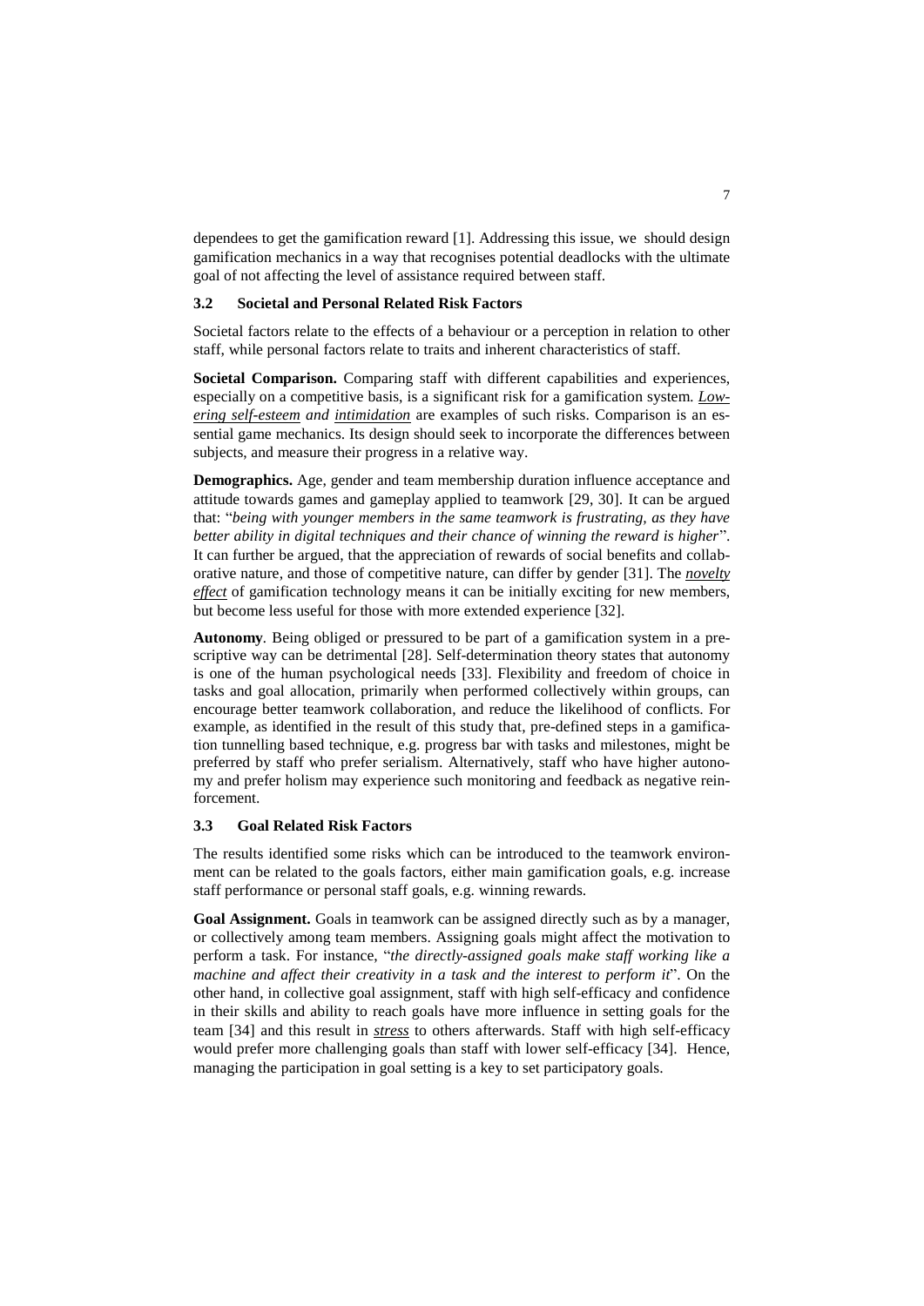dependees to get the gamification reward [1]. Addressing this issue, we should design gamification mechanics in a way that recognises potential deadlocks with the ultimate goal of not affecting the level of assistance required between staff.

### 3.2 Societal and Personal Related Risk Factors

Societal factors relate to the effects of a behaviour or a perception in relation to other staff, while personal factors relate to traits and inherent characteristics of staff.

**Societal Comparison.** Comparing staff with different capabilities and experiences, especially on a competitive basis, is a significant risk for a gamification system. _*Lowering self-esteem*_ *and* _*intimidation*_ are examples of such risks. Comparison is an essential game mechanics. Its design should seek to incorporate the differences between subjects, and measure their progress in a relative way.

**Demographics.** Age, gender and team membership duration influence acceptance and attitude towards games and gameplay applied to teamwork [29, 30]. It can be argued that: "*being with younger members in the same teamwork is frustrating, as they have better ability in digital techniques and their chance of winning the reward is higher*". It can further be argued, that the appreciation of rewards of social benefits and collaborative nature, and those of competitive nature, can differ by gender [31]. The _*novelty effect*_ of gamification technology means it can be initially exciting for new members, but become less useful for those with more extended experience [32].

**Autonomy**. Being obliged or pressured to be part of a gamification system in a prescriptive way can be detrimental [28]. Self-determination theory states that autonomy is one of the human psychological needs [33]. Flexibility and freedom of choice in tasks and goal allocation, primarily when performed collectively within groups, can encourage better teamwork collaboration, and reduce the likelihood of conflicts. For example, as identified in the result of this study that, pre-defined steps in a gamification tunnelling based technique, e.g. progress bar with tasks and milestones, might be preferred by staff who prefer serialism. Alternatively, staff who have higher autonomy and prefer holism may experience such monitoring and feedback as negative reinforcement.

### 3.3 Goal Related Risk Factors

The results identified some risks which can be introduced to the teamwork environment can be related to the goals factors, either main gamification goals, e.g. increase staff performance or personal staff goals, e.g. winning rewards.

**Goal Assignment.** Goals in teamwork can be assigned directly such as by a manager, or collectively among team members. Assigning goals might affect the motivation to perform a task. For instance, "*the directly-assigned goals make staff working like a machine and affect their creativity in a task and the interest to perform it*". On the other hand, in collective goal assignment, staff with high self-efficacy and confidence in their skills and ability to reach goals have more influence in setting goals for the team [34] and this result in _*stress*_ to others afterwards. Staff with high self-efficacy would prefer more challenging goals than staff with lower self-efficacy [34]. Hence, managing the participation in goal setting is a key to set participatory goals.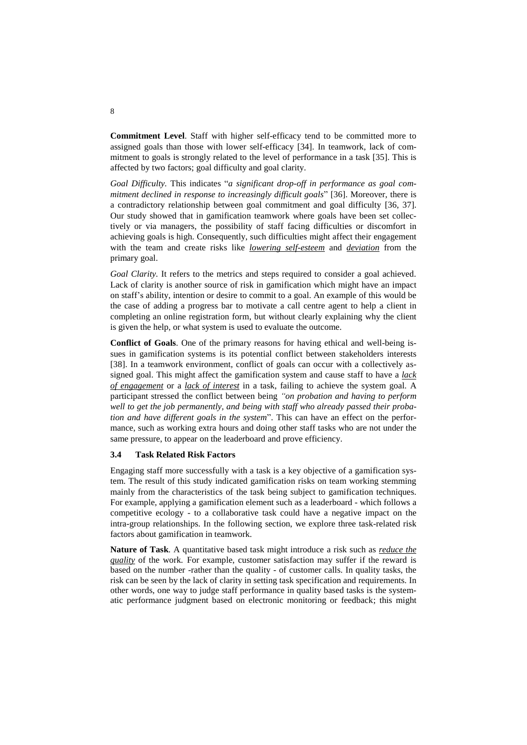**Commitment Level**. Staff with higher self-efficacy tend to be committed more to assigned goals than those with lower self-efficacy [34]. In teamwork, lack of commitment to goals is strongly related to the level of performance in a task [35]. This is affected by two factors; goal difficulty and goal clarity.

*Goal Difficulty.* This indicates "*a significant drop-off in performance as goal commitment declined in response to increasingly difficult goals*" [36]. Moreover, there is a contradictory relationship between goal commitment and goal difficulty [36, 37]. Our study showed that in gamification teamwork where goals have been set collectively or via managers, the possibility of staff facing difficulties or discomfort in achieving goals is high. Consequently, such difficulties might affect their engagement with the team and create risks like ***lowering self-esteem*** and ***deviation*** from the primary goal.

*Goal Clarity.* It refers to the metrics and steps required to consider a goal achieved. Lack of clarity is another source of risk in gamification which might have an impact on staff's ability, intention or desire to commit to a goal. An example of this would be the case of adding a progress bar to motivate a call centre agent to help a client in completing an online registration form, but without clearly explaining why the client is given the help, or what system is used to evaluate the outcome.

**Conflict of Goals**. One of the primary reasons for having ethical and well-being issues in gamification systems is its potential conflict between stakeholders interests [38]. In a teamwork environment, conflict of goals can occur with a collectively assigned goal. This might affect the gamification system and cause staff to have a ***lack of engagement*** or a ***lack of interest*** in a task, failing to achieve the system goal. A participant stressed the conflict between being *"on probation and having to perform well to get the job permanently, and being with staff who already passed their probation and have different goals in the system*". This can have an effect on the performance, such as working extra hours and doing other staff tasks who are not under the same pressure, to appear on the leaderboard and prove efficiency.

### 3.4 Task Related Risk Factors

Engaging staff more successfully with a task is a key objective of a gamification system. The result of this study indicated gamification risks on team working stemming mainly from the characteristics of the task being subject to gamification techniques. For example, applying a gamification element such as a leaderboard - which follows a competitive ecology - to a collaborative task could have a negative impact on the intra-group relationships. In the following section, we explore three task-related risk factors about gamification in teamwork.

**Nature of Task**. A quantitative based task might introduce a risk such as ***reduce the quality*** of the work. For example, customer satisfaction may suffer if the reward is based on the number -rather than the quality - of customer calls. In quality tasks, the risk can be seen by the lack of clarity in setting task specification and requirements. In other words, one way to judge staff performance in quality based tasks is the systematic performance judgment based on electronic monitoring or feedback; this might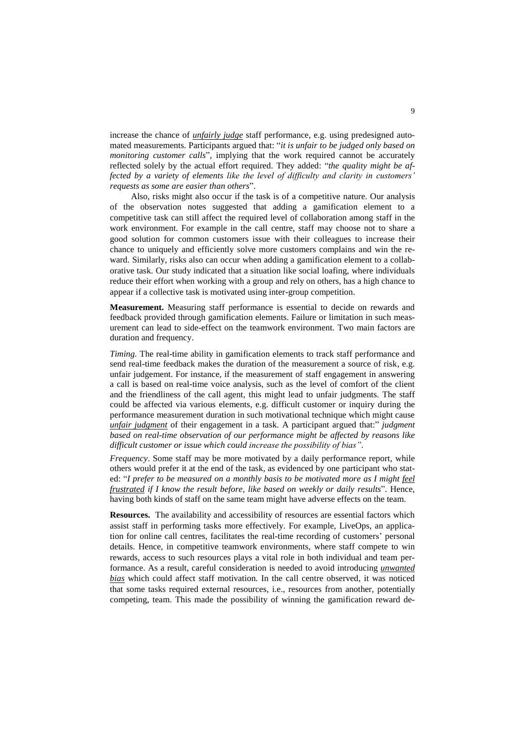increase the chance of ***unfairly judge*** staff performance, e.g. using predesigned automated measurements. Participants argued that: "*it is unfair to be judged only based on monitoring customer calls*", implying that the work required cannot be accurately reflected solely by the actual effort required. They added: "*the quality might be affected by a variety of elements like the level of difficulty and clarity in customers' requests as some are easier than others*".

Also, risks might also occur if the task is of a competitive nature. Our analysis of the observation notes suggested that adding a gamification element to a competitive task can still affect the required level of collaboration among staff in the work environment. For example in the call centre, staff may choose not to share a good solution for common customers issue with their colleagues to increase their chance to uniquely and efficiently solve more customers complains and win the reward. Similarly, risks also can occur when adding a gamification element to a collaborative task. Our study indicated that a situation like social loafing, where individuals reduce their effort when working with a group and rely on others, has a high chance to appear if a collective task is motivated using inter-group competition.

**Measurement.** Measuring staff performance is essential to decide on rewards and feedback provided through gamification elements. Failure or limitation in such measurement can lead to side-effect on the teamwork environment. Two main factors are duration and frequency.

*Timing.* The real-time ability in gamification elements to track staff performance and send real-time feedback makes the duration of the measurement a source of risk, e.g. unfair judgement. For instance, if the measurement of staff engagement in answering a call is based on real-time voice analysis, such as the level of comfort of the client and the friendliness of the call agent, this might lead to unfair judgments. The staff could be affected via various elements, e.g. difficult customer or inquiry during the performance measurement duration in such motivational technique which might cause ***unfair judgment*** of their engagement in a task. A participant argued that:" *judgment based on real-time observation of our performance might be affected by reasons like difficult customer or issue which could increase the possibility of bias"*.

*Frequency*. Some staff may be more motivated by a daily performance report, while others would prefer it at the end of the task, as evidenced by one participant who stated: "*I prefer to be measured on a monthly basis to be motivated more as I might **feel frustrated** if I know the result before, like based on weekly or daily results*". Hence, having both kinds of staff on the same team might have adverse effects on the team.

**Resources.** The availability and accessibility of resources are essential factors which assist staff in performing tasks more effectively. For example, LiveOps, an application for online call centres, facilitates the real-time recording of customers' personal details. Hence, in competitive teamwork environments, where staff compete to win rewards, access to such resources plays a vital role in both individual and team performance. As a result, careful consideration is needed to avoid introducing ***unwanted bias*** which could affect staff motivation. In the call centre observed, it was noticed that some tasks required external resources, i.e., resources from another, potentially competing, team. This made the possibility of winning the gamification reward de-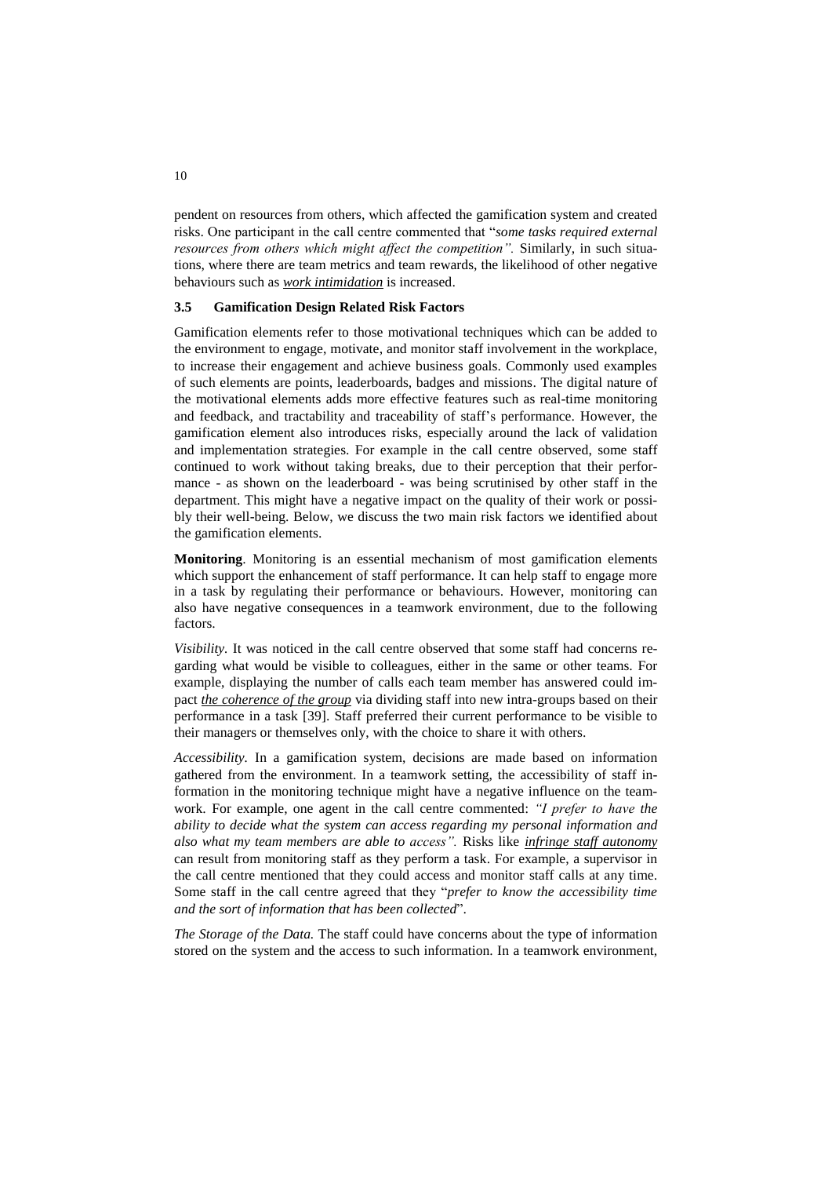pendent on resources from others, which affected the gamification system and created risks. One participant in the call centre commented that "*some tasks required external resources from others which might affect the competition".* Similarly, in such situations, where there are team metrics and team rewards, the likelihood of other negative behaviours such as ***work intimidation*** is increased.

### 3.5 Gamification Design Related Risk Factors

Gamification elements refer to those motivational techniques which can be added to the environment to engage, motivate, and monitor staff involvement in the workplace, to increase their engagement and achieve business goals. Commonly used examples of such elements are points, leaderboards, badges and missions. The digital nature of the motivational elements adds more effective features such as real-time monitoring and feedback, and tractability and traceability of staff's performance. However, the gamification element also introduces risks, especially around the lack of validation and implementation strategies. For example in the call centre observed, some staff continued to work without taking breaks, due to their perception that their performance - as shown on the leaderboard - was being scrutinised by other staff in the department. This might have a negative impact on the quality of their work or possibly their well-being. Below, we discuss the two main risk factors we identified about the gamification elements.

**Monitoring**. Monitoring is an essential mechanism of most gamification elements which support the enhancement of staff performance. It can help staff to engage more in a task by regulating their performance or behaviours. However, monitoring can also have negative consequences in a teamwork environment, due to the following factors.

*Visibility.* It was noticed in the call centre observed that some staff had concerns regarding what would be visible to colleagues, either in the same or other teams. For example, displaying the number of calls each team member has answered could impact ***the coherence of the group*** via dividing staff into new intra-groups based on their performance in a task [39]. Staff preferred their current performance to be visible to their managers or themselves only, with the choice to share it with others.

*Accessibility.* In a gamification system, decisions are made based on information gathered from the environment. In a teamwork setting, the accessibility of staff information in the monitoring technique might have a negative influence on the teamwork. For example, one agent in the call centre commented: *"I prefer to have the ability to decide what the system can access regarding my personal information and also what my team members are able to access".* Risks like ***infringe staff autonomy*** can result from monitoring staff as they perform a task. For example, a supervisor in the call centre mentioned that they could access and monitor staff calls at any time. Some staff in the call centre agreed that they "*prefer to know the accessibility time and the sort of information that has been collected*".

*The Storage of the Data.* The staff could have concerns about the type of information stored on the system and the access to such information. In a teamwork environment,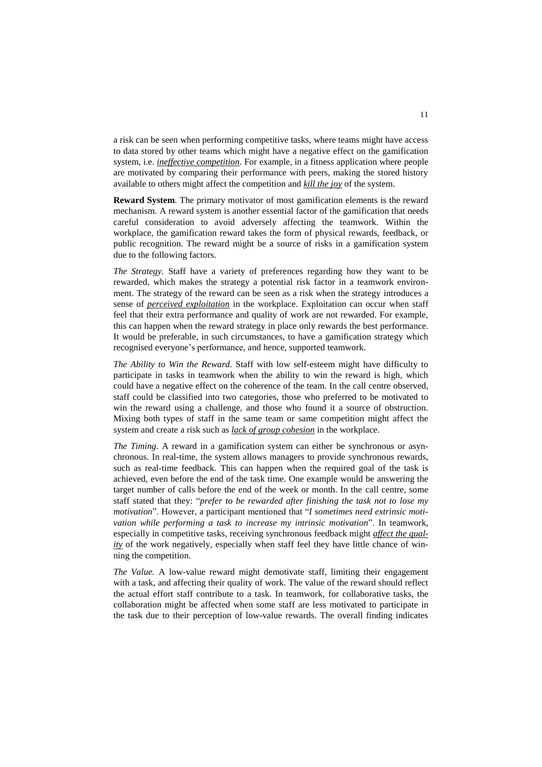a risk can be seen when performing competitive tasks, where teams might have access to data stored by other teams which might have a negative effect on the gamification system, i.e. <u>*ineffective competition*</u>. For example, in a fitness application where people are motivated by comparing their performance with peers, making the stored history available to others might affect the competition and <u>*kill the joy*</u> of the system.

**Reward System**. The primary motivator of most gamification elements is the reward mechanism. A reward system is another essential factor of the gamification that needs careful consideration to avoid adversely affecting the teamwork. Within the workplace, the gamification reward takes the form of physical rewards, feedback, or public recognition. The reward might be a source of risks in a gamification system due to the following factors.

*The Strategy*. Staff have a variety of preferences regarding how they want to be rewarded, which makes the strategy a potential risk factor in a teamwork environment. The strategy of the reward can be seen as a risk when the strategy introduces a sense of <u>*perceived exploitation*</u> in the workplace. Exploitation can occur when staff feel that their extra performance and quality of work are not rewarded. For example, this can happen when the reward strategy in place only rewards the best performance. It would be preferable, in such circumstances, to have a gamification strategy which recognised everyone's performance, and hence, supported teamwork.

*The Ability to Win the Reward*. Staff with low self-esteem might have difficulty to participate in tasks in teamwork when the ability to win the reward is high, which could have a negative effect on the coherence of the team. In the call centre observed, staff could be classified into two categories, those who preferred to be motivated to win the reward using a challenge, and those who found it a source of obstruction. Mixing both types of staff in the same team or same competition might affect the system and create a risk such as <u>*lack of group cohesion*</u> in the workplace.

*The Timing*. A reward in a gamification system can either be synchronous or asynchronous. In real-time, the system allows managers to provide synchronous rewards, such as real-time feedback. This can happen when the required goal of the task is achieved, even before the end of the task time. One example would be answering the target number of calls before the end of the week or month. In the call centre, some staff stated that they: "*prefer to be rewarded after finishing the task not to lose my motivation*". However, a participant mentioned that "*I sometimes need extrinsic motivation while performing a task to increase my intrinsic motivation*". In teamwork, especially in competitive tasks, receiving synchronous feedback might <u>*affect the quality*</u> of the work negatively, especially when staff feel they have little chance of winning the competition.

*The Value*. A low-value reward might demotivate staff, limiting their engagement with a task, and affecting their quality of work. The value of the reward should reflect the actual effort staff contribute to a task. In teamwork, for collaborative tasks, the collaboration might be affected when some staff are less motivated to participate in the task due to their perception of low-value rewards. The overall finding indicates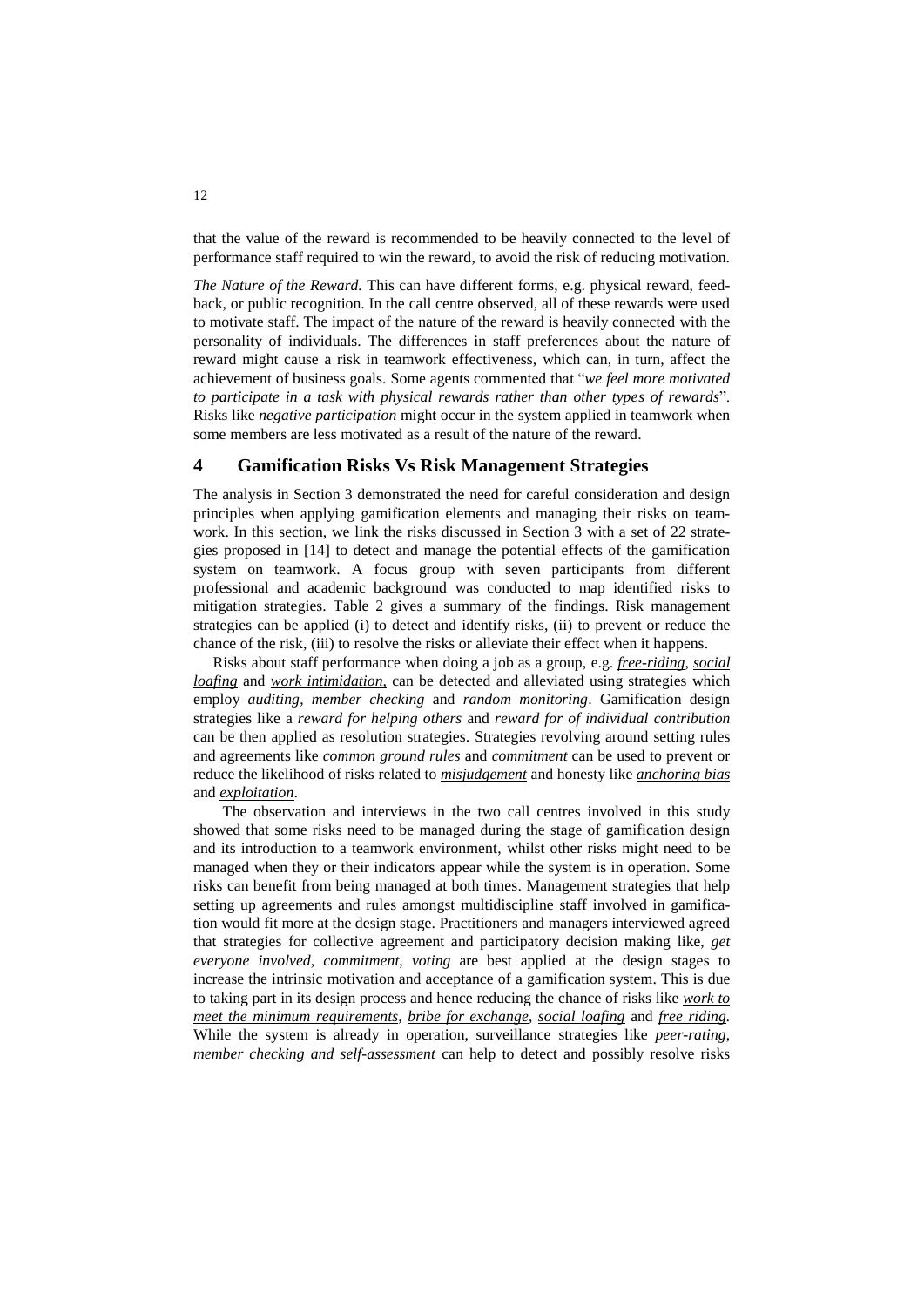that the value of the reward is recommended to be heavily connected to the level of performance staff required to win the reward, to avoid the risk of reducing motivation.

*The Nature of the Reward.* This can have different forms, e.g. physical reward, feedback, or public recognition. In the call centre observed, all of these rewards were used to motivate staff. The impact of the nature of the reward is heavily connected with the personality of individuals. The differences in staff preferences about the nature of reward might cause a risk in teamwork effectiveness, which can, in turn, affect the achievement of business goals. Some agents commented that "*we feel more motivated to participate in a task with physical rewards rather than other types of rewards*". Risks like ***negative participation*** might occur in the system applied in teamwork when some members are less motivated as a result of the nature of the reward.

## 4 Gamification Risks Vs Risk Management Strategies

The analysis in Section 3 demonstrated the need for careful consideration and design principles when applying gamification elements and managing their risks on teamwork. In this section, we link the risks discussed in Section 3 with a set of 22 strategies proposed in [14] to detect and manage the potential effects of the gamification system on teamwork. A focus group with seven participants from different professional and academic background was conducted to map identified risks to mitigation strategies. Table 2 gives a summary of the findings. Risk management strategies can be applied (i) to detect and identify risks, (ii) to prevent or reduce the chance of the risk, (iii) to resolve the risks or alleviate their effect when it happens.

Risks about staff performance when doing a job as a group, e.g. ***free-riding***, ***social loafing*** and ***work intimidation***, can be detected and alleviated using strategies which employ *auditing*, *member checking* and *random monitoring*. Gamification design strategies like a *reward for helping others* and *reward for of individual contribution* can be then applied as resolution strategies. Strategies revolving around setting rules and agreements like *common ground rules* and *commitment* can be used to prevent or reduce the likelihood of risks related to ***misjudgement*** and honesty like ***anchoring bias*** and ***exploitation***.

The observation and interviews in the two call centres involved in this study showed that some risks need to be managed during the stage of gamification design and its introduction to a teamwork environment, whilst other risks might need to be managed when they or their indicators appear while the system is in operation. Some risks can benefit from being managed at both times. Management strategies that help setting up agreements and rules amongst multidiscipline staff involved in gamification would fit more at the design stage. Practitioners and managers interviewed agreed that strategies for collective agreement and participatory decision making like, *get everyone involved*, *commitment*, *voting* are best applied at the design stages to increase the intrinsic motivation and acceptance of a gamification system. This is due to taking part in its design process and hence reducing the chance of risks like ***work to meet the minimum requirements***, ***bribe for exchange***, ***social loafing*** and ***free riding***. While the system is already in operation, surveillance strategies like *peer-rating*, *member checking and self-assessment* can help to detect and possibly resolve risks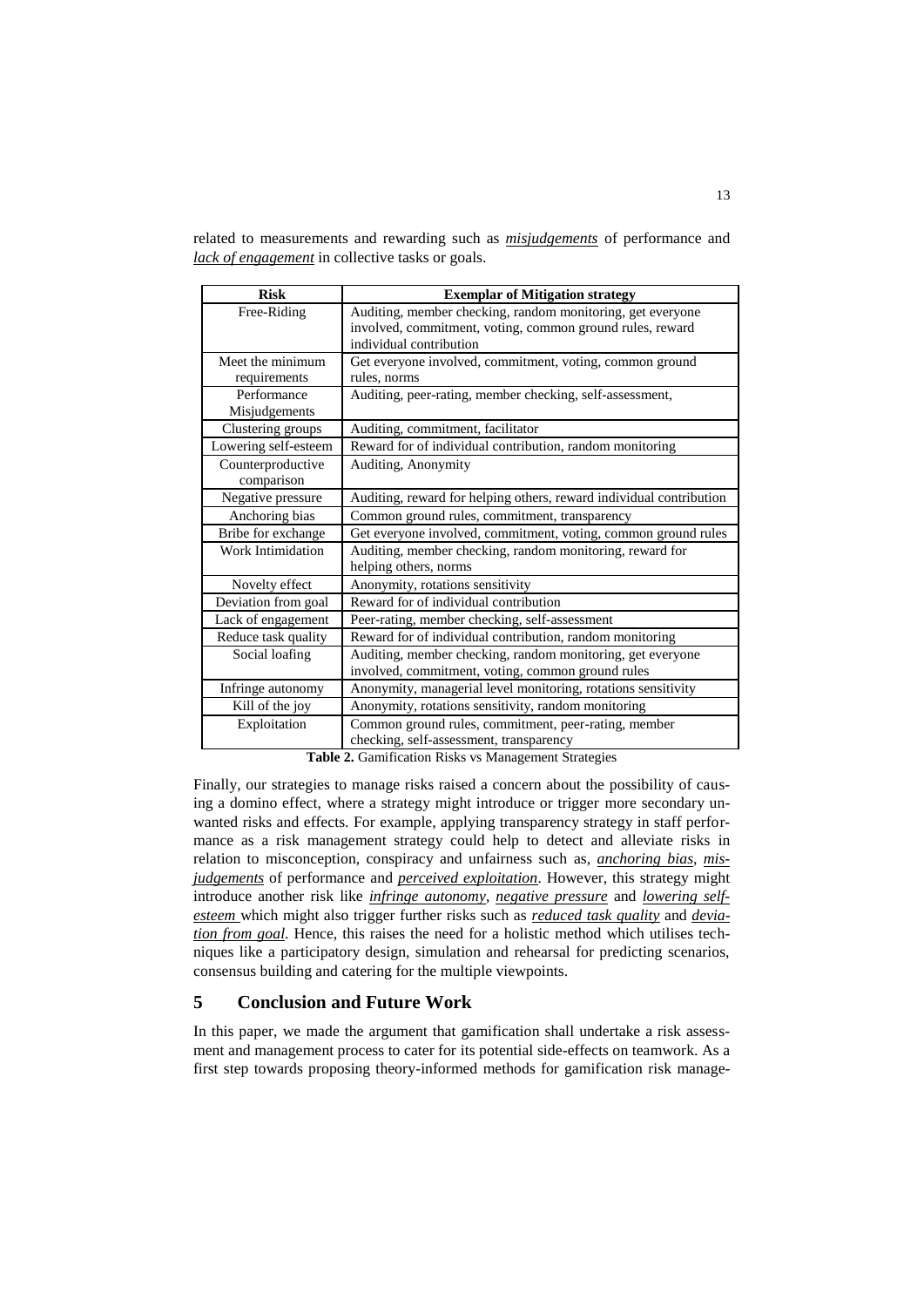related to measurements and rewarding such as ***misjudgements*** of performance and ***lack of engagement*** in collective tasks or goals.

| Risk | Exemplar of Mitigation strategy |
|---|---|
| Free-Riding | Auditing, member checking, random monitoring, get everyone involved, commitment, voting, common ground rules, reward individual contribution |
| Meet the minimum requirements | Get everyone involved, commitment, voting, common ground rules, norms |
| Performance Misjudgements | Auditing, peer-rating, member checking, self-assessment, |
| Clustering groups | Auditing, commitment, facilitator |
| Lowering self-esteem | Reward for of individual contribution, random monitoring |
| Counterproductive comparison | Auditing, Anonymity |
| Negative pressure | Auditing, reward for helping others, reward individual contribution |
| Anchoring bias | Common ground rules, commitment, transparency |
| Bribe for exchange | Get everyone involved, commitment, voting, common ground rules |
| Work Intimidation | Auditing, member checking, random monitoring, reward for helping others, norms |
| Novelty effect | Anonymity, rotations sensitivity |
| Deviation from goal | Reward for of individual contribution |
| Lack of engagement | Peer-rating, member checking, self-assessment |
| Reduce task quality | Reward for of individual contribution, random monitoring |
| Social loafing | Auditing, member checking, random monitoring, get everyone involved, commitment, voting, common ground rules |
| Infringe autonomy | Anonymity, managerial level monitoring, rotations sensitivity |
| Kill of the joy | Anonymity, rotations sensitivity, random monitoring |
| Exploitation | Common ground rules, commitment, peer-rating, member checking, self-assessment, transparency |

**Table 2.** Gamification Risks vs Management Strategies

Finally, our strategies to manage risks raised a concern about the possibility of causing a domino effect, where a strategy might introduce or trigger more secondary unwanted risks and effects. For example, applying transparency strategy in staff performance as a risk management strategy could help to detect and alleviate risks in relation to misconception, conspiracy and unfairness such as, ***anchoring bias***, ***misjudgements*** of performance and ***perceived exploitation***. However, this strategy might introduce another risk like ***infringe autonomy***, ***negative pressure*** and ***lowering self-esteem*** which might also trigger further risks such as ***reduced task quality*** and ***deviation from goal***. Hence, this raises the need for a holistic method which utilises techniques like a participatory design, simulation and rehearsal for predicting scenarios, consensus building and catering for the multiple viewpoints.

## 5 Conclusion and Future Work

In this paper, we made the argument that gamification shall undertake a risk assessment and management process to cater for its potential side-effects on teamwork. As a first step towards proposing theory-informed methods for gamification risk manage-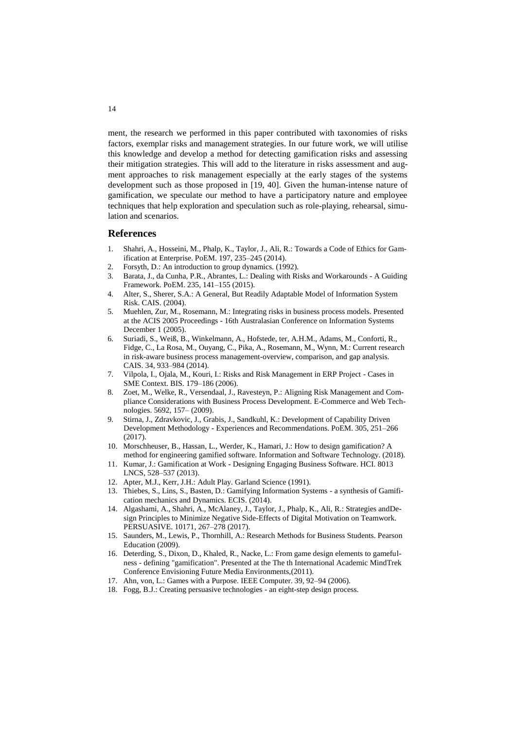ment, the research we performed in this paper contributed with taxonomies of risks factors, exemplar risks and management strategies. In our future work, we will utilise this knowledge and develop a method for detecting gamification risks and assessing their mitigation strategies. This will add to the literature in risks assessment and augment approaches to risk management especially at the early stages of the systems development such as those proposed in [19, 40]. Given the human-intense nature of gamification, we speculate our method to have a participatory nature and employee techniques that help exploration and speculation such as role-playing, rehearsal, simulation and scenarios.

## References

1. Shahri, A., Hosseini, M., Phalp, K., Taylor, J., Ali, R.: Towards a Code of Ethics for Gamification at Enterprise. PoEM. 197, 235–245 (2014).
2. Forsyth, D.: An introduction to group dynamics. (1992).
3. Barata, J., da Cunha, P.R., Abrantes, L.: Dealing with Risks and Workarounds - A Guiding Framework. PoEM. 235, 141–155 (2015).
4. Alter, S., Sherer, S.A.: A General, But Readily Adaptable Model of Information System Risk. CAIS. (2004).
5. Muehlen, Zur, M., Rosemann, M.: Integrating risks in business process models. Presented at the ACIS 2005 Proceedings - 16th Australasian Conference on Information Systems December 1 (2005).
6. Suriadi, S., Weiß, B., Winkelmann, A., Hofstede, ter, A.H.M., Adams, M., Conforti, R., Fidge, C., La Rosa, M., Ouyang, C., Pika, A., Rosemann, M., Wynn, M.: Current research in risk-aware business process management-overview, comparison, and gap analysis. CAIS. 34, 933–984 (2014).
7. Vilpola, I., Ojala, M., Kouri, I.: Risks and Risk Management in ERP Project - Cases in SME Context. BIS. 179–186 (2006).
8. Zoet, M., Welke, R., Versendaal, J., Ravesteyn, P.: Aligning Risk Management and Compliance Considerations with Business Process Development. E-Commerce and Web Technologies. 5692, 157– (2009).
9. Stirna, J., Zdravkovic, J., Grabis, J., Sandkuhl, K.: Development of Capability Driven Development Methodology - Experiences and Recommendations. PoEM. 305, 251–266 (2017).
10. Morschheuser, B., Hassan, L., Werder, K., Hamari, J.: How to design gamification? A method for engineering gamified software. Information and Software Technology. (2018).
11. Kumar, J.: Gamification at Work - Designing Engaging Business Software. HCI. 8013 LNCS, 528–537 (2013).
12. Apter, M.J., Kerr, J.H.: Adult Play. Garland Science (1991).
13. Thiebes, S., Lins, S., Basten, D.: Gamifying Information Systems - a synthesis of Gamification mechanics and Dynamics. ECIS. (2014).
14. Algashami, A., Shahri, A., McAlaney, J., Taylor, J., Phalp, K., Ali, R.: Strategies andDesign Principles to Minimize Negative Side-Effects of Digital Motivation on Teamwork. PERSUASIVE. 10171, 267–278 (2017).
15. Saunders, M., Lewis, P., Thornhill, A.: Research Methods for Business Students. Pearson Education (2009).
16. Deterding, S., Dixon, D., Khaled, R., Nacke, L.: From game design elements to gamefulness - defining "gamification". Presented at the The th International Academic MindTrek Conference Envisioning Future Media Environments,(2011).
17. Ahn, von, L.: Games with a Purpose. IEEE Computer. 39, 92–94 (2006).
18. Fogg, B.J.: Creating persuasive technologies - an eight-step design process.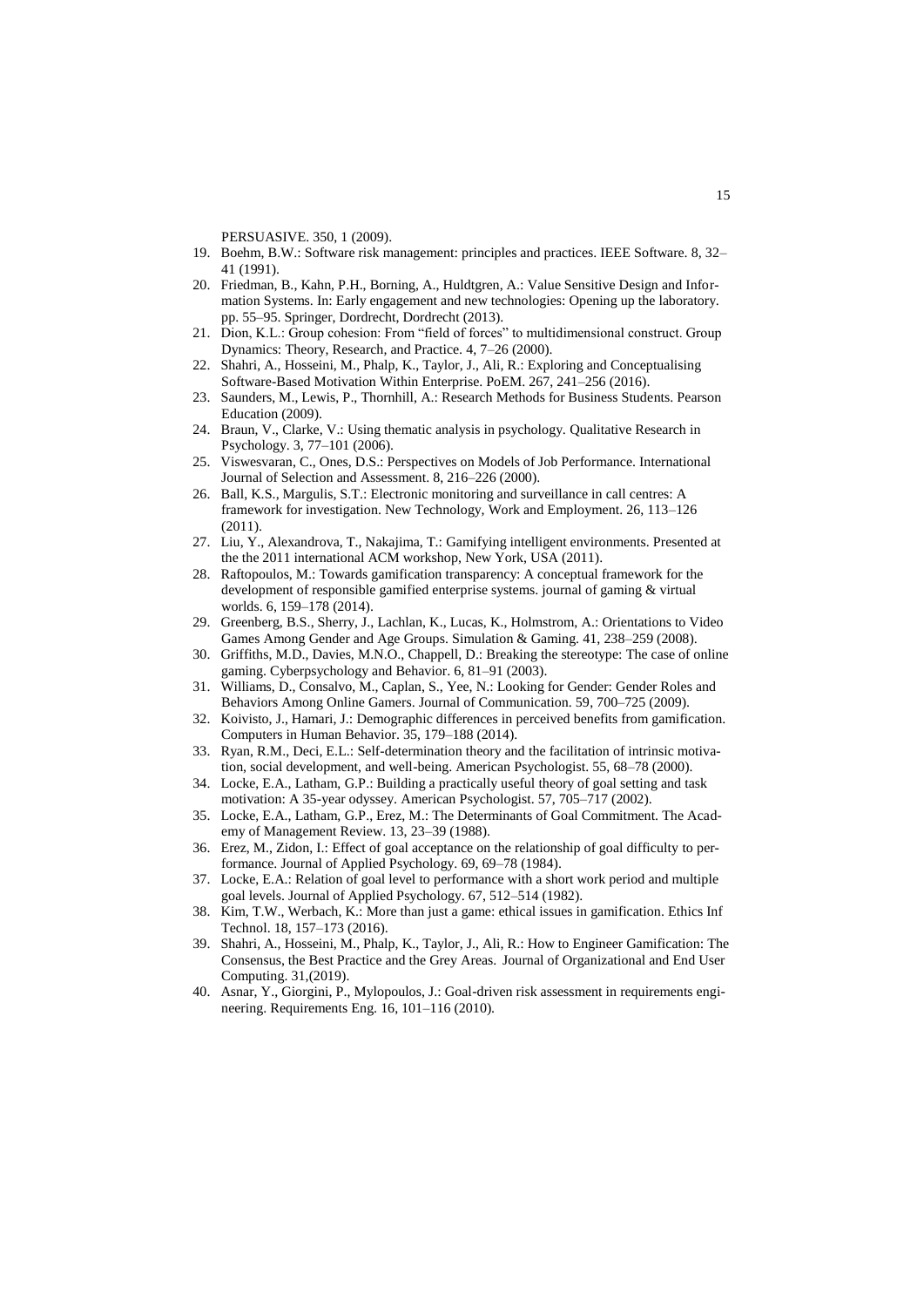PERSUASIVE. 350, 1 (2009).

19. Boehm, B.W.: Software risk management: principles and practices. IEEE Software. 8, 32–41 (1991).
20. Friedman, B., Kahn, P.H., Borning, A., Huldtgren, A.: Value Sensitive Design and Information Systems. In: Early engagement and new technologies: Opening up the laboratory. pp. 55–95. Springer, Dordrecht, Dordrecht (2013).
21. Dion, K.L.: Group cohesion: From "field of forces" to multidimensional construct. Group Dynamics: Theory, Research, and Practice. 4, 7–26 (2000).
22. Shahri, A., Hosseini, M., Phalp, K., Taylor, J., Ali, R.: Exploring and Conceptualising Software-Based Motivation Within Enterprise. PoEM. 267, 241–256 (2016).
23. Saunders, M., Lewis, P., Thornhill, A.: Research Methods for Business Students. Pearson Education (2009).
24. Braun, V., Clarke, V.: Using thematic analysis in psychology. Qualitative Research in Psychology. 3, 77–101 (2006).
25. Viswesvaran, C., Ones, D.S.: Perspectives on Models of Job Performance. International Journal of Selection and Assessment. 8, 216–226 (2000).
26. Ball, K.S., Margulis, S.T.: Electronic monitoring and surveillance in call centres: A framework for investigation. New Technology, Work and Employment. 26, 113–126 (2011).
27. Liu, Y., Alexandrova, T., Nakajima, T.: Gamifying intelligent environments. Presented at the the 2011 international ACM workshop, New York, USA (2011).
28. Raftopoulos, M.: Towards gamification transparency: A conceptual framework for the development of responsible gamified enterprise systems. journal of gaming & virtual worlds. 6, 159–178 (2014).
29. Greenberg, B.S., Sherry, J., Lachlan, K., Lucas, K., Holmstrom, A.: Orientations to Video Games Among Gender and Age Groups. Simulation & Gaming. 41, 238–259 (2008).
30. Griffiths, M.D., Davies, M.N.O., Chappell, D.: Breaking the stereotype: The case of online gaming. Cyberpsychology and Behavior. 6, 81–91 (2003).
31. Williams, D., Consalvo, M., Caplan, S., Yee, N.: Looking for Gender: Gender Roles and Behaviors Among Online Gamers. Journal of Communication. 59, 700–725 (2009).
32. Koivisto, J., Hamari, J.: Demographic differences in perceived benefits from gamification. Computers in Human Behavior. 35, 179–188 (2014).
33. Ryan, R.M., Deci, E.L.: Self-determination theory and the facilitation of intrinsic motivation, social development, and well-being. American Psychologist. 55, 68–78 (2000).
34. Locke, E.A., Latham, G.P.: Building a practically useful theory of goal setting and task motivation: A 35-year odyssey. American Psychologist. 57, 705–717 (2002).
35. Locke, E.A., Latham, G.P., Erez, M.: The Determinants of Goal Commitment. The Academy of Management Review. 13, 23–39 (1988).
36. Erez, M., Zidon, I.: Effect of goal acceptance on the relationship of goal difficulty to performance. Journal of Applied Psychology. 69, 69–78 (1984).
37. Locke, E.A.: Relation of goal level to performance with a short work period and multiple goal levels. Journal of Applied Psychology. 67, 512–514 (1982).
38. Kim, T.W., Werbach, K.: More than just a game: ethical issues in gamification. Ethics Inf Technol. 18, 157–173 (2016).
39. Shahri, A., Hosseini, M., Phalp, K., Taylor, J., Ali, R.: How to Engineer Gamification: The Consensus, the Best Practice and the Grey Areas. Journal of Organizational and End User Computing. 31,(2019).
40. Asnar, Y., Giorgini, P., Mylopoulos, J.: Goal-driven risk assessment in requirements engineering. Requirements Eng. 16, 101–116 (2010).